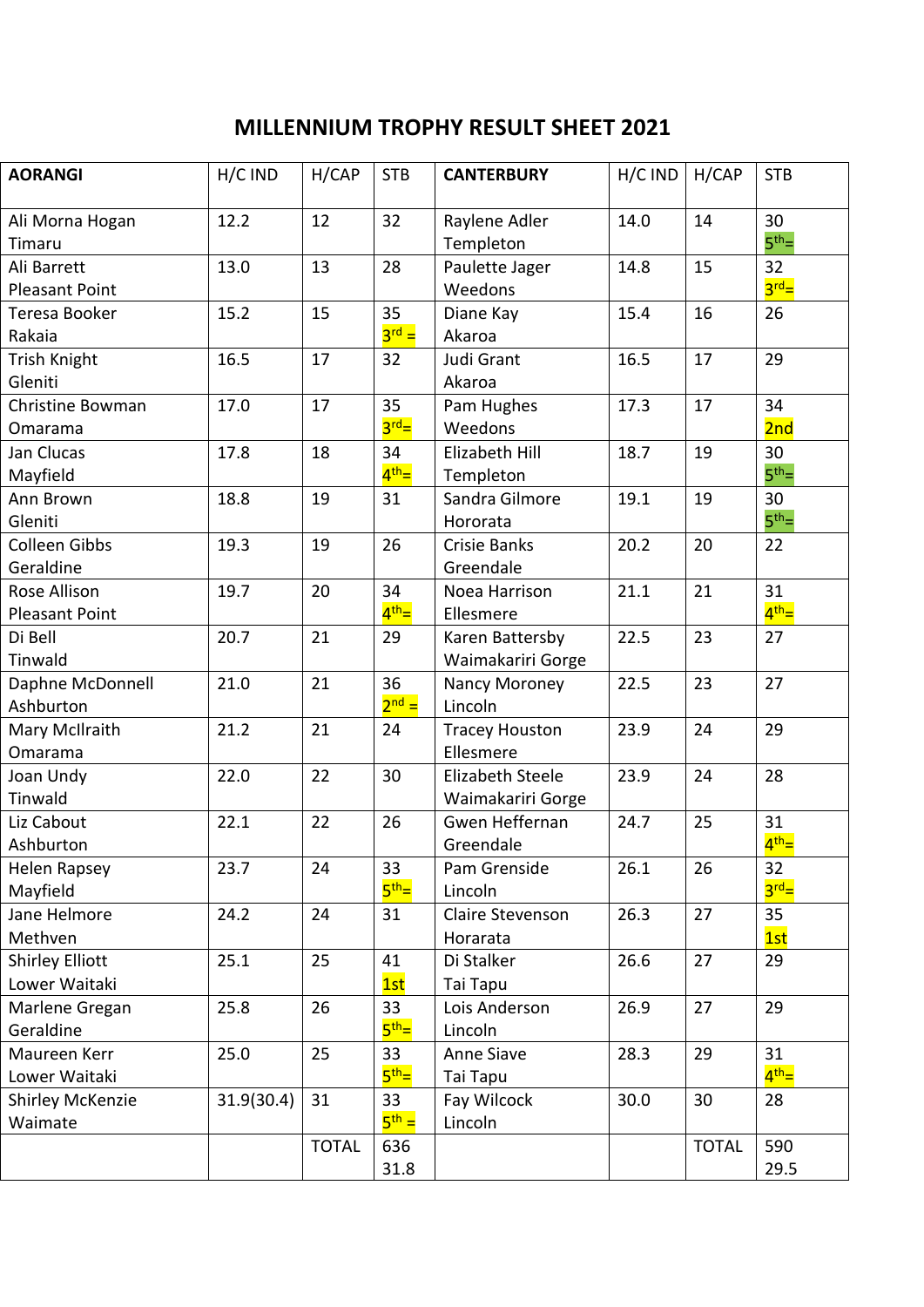# MILLENNIUM TROPHY RESULT SHEET 2021

| AORANGI | H/C IND | H/CAP | STB | CANTERBURY | H/C IND | H/CAP | STB |
|---|---|---|---|---|---|---|---|
| Ali Morna Hogan Timaru | 12.2 | 12 | 32 | Raylene Adler Templeton | 14.0 | 14 | 30 5th= |
| Ali Barrett Pleasant Point | 13.0 | 13 | 28 | Paulette Jager Weedons | 14.8 | 15 | 32 3rd= |
| Teresa Booker Rakaia | 15.2 | 15 | 35 3rd = | Diane Kay Akaroa | 15.4 | 16 | 26 |
| Trish Knight Gleniti | 16.5 | 17 | 32 | Judi Grant Akaroa | 16.5 | 17 | 29 |
| Christine Bowman Omarama | 17.0 | 17 | 35 3rd= | Pam Hughes Weedons | 17.3 | 17 | 34 2nd |
| Jan Clucas Mayfield | 17.8 | 18 | 34 4th= | Elizabeth Hill Templeton | 18.7 | 19 | 30 5th= |
| Ann Brown Gleniti | 18.8 | 19 | 31 | Sandra Gilmore Hororata | 19.1 | 19 | 30 5th= |
| Colleen Gibbs Geraldine | 19.3 | 19 | 26 | Crisie Banks Greendale | 20.2 | 20 | 22 |
| Rose Allison Pleasant Point | 19.7 | 20 | 34 4th= | Noea Harrison Ellesmere | 21.1 | 21 | 31 4th= |
| Di Bell Tinwald | 20.7 | 21 | 29 | Karen Battersby Waimakariri Gorge | 22.5 | 23 | 27 |
| Daphne McDonnell Ashburton | 21.0 | 21 | 36 2nd = | Nancy Moroney Lincoln | 22.5 | 23 | 27 |
| Mary McIlraith Omarama | 21.2 | 21 | 24 | Tracey Houston Ellesmere | 23.9 | 24 | 29 |
| Joan Undy Tinwald | 22.0 | 22 | 30 | Elizabeth Steele Waimakariri Gorge | 23.9 | 24 | 28 |
| Liz Cabout Ashburton | 22.1 | 22 | 26 | Gwen Heffernan Greendale | 24.7 | 25 | 31 4th= |
| Helen Rapsey Mayfield | 23.7 | 24 | 33 5th= | Pam Grenside Lincoln | 26.1 | 26 | 32 3rd= |
| Jane Helmore Methven | 24.2 | 24 | 31 | Claire Stevenson Horarata | 26.3 | 27 | 35 1st |
| Shirley Elliott Lower Waitaki | 25.1 | 25 | 41 1st | Di Stalker Tai Tapu | 26.6 | 27 | 29 |
| Marlene Gregan Geraldine | 25.8 | 26 | 33 5th= | Lois Anderson Lincoln | 26.9 | 27 | 29 |
| Maureen Kerr Lower Waitaki | 25.0 | 25 | 33 5th= | Anne Siave Tai Tapu | 28.3 | 29 | 31 4th= |
| Shirley McKenzie Waimate | 31.9(30.4) | 31 | 33 5th = | Fay Wilcock Lincoln | 30.0 | 30 | 28 |
| | | TOTAL | 636 31.8 | | | TOTAL | 590 29.5 |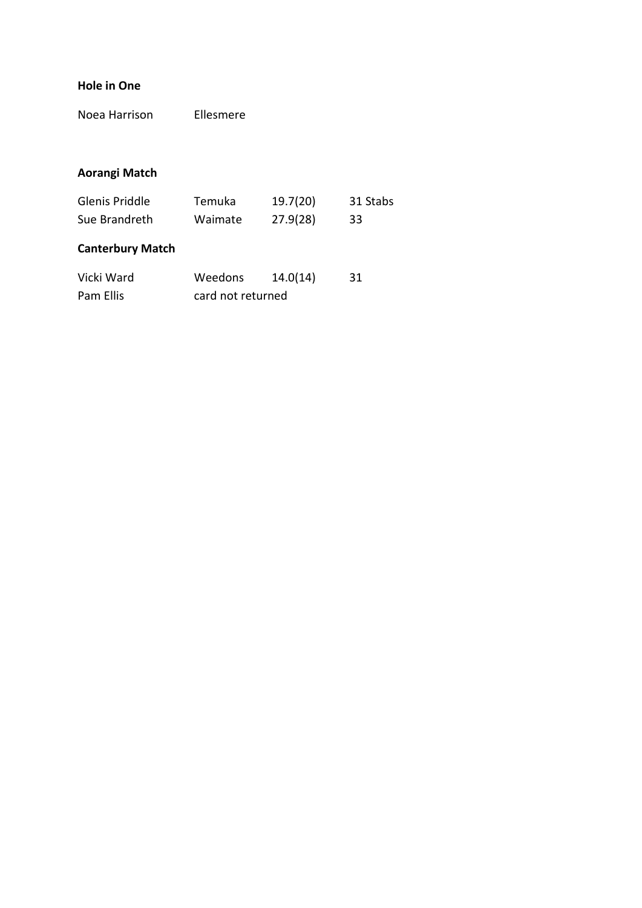**Hole in One**

Noea Harrison Ellesmere

**Aorangi Match**

| | | | |
|---|---|---|---|
| Glenis Priddle | Temuka | 19.7(20) | 31 Stabs |
| Sue Brandreth | Waimate | 27.9(28) | 33 |

**Canterbury Match**

| | | | |
|---|---|---|---|
| Vicki Ward | Weedons | 14.0(14) | 31 |
| Pam Ellis | card not returned | | |